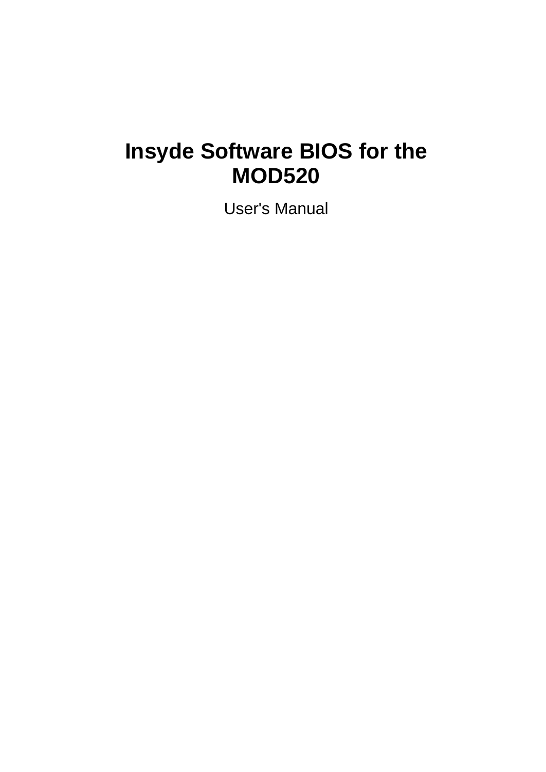# Insyde Software BIOS for the MOD520

User's Manual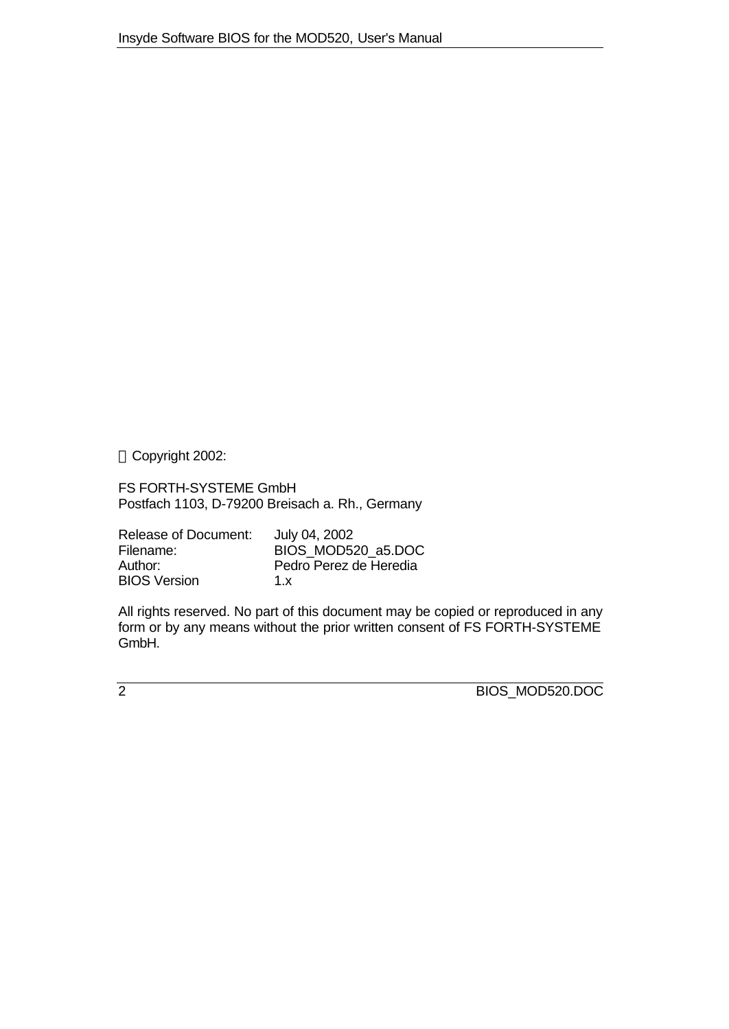© Copyright 2002:

FS FORTH-SYSTEME GmbH
Postfach 1103, D-79200 Breisach a. Rh., Germany

| | |
|---|---|
| Release of Document: | July 04, 2002 |
| Filename: | BIOS_MOD520_a5.DOC |
| Author: | Pedro Perez de Heredia |
| BIOS Version | 1.x |

All rights reserved. No part of this document may be copied or reproduced in any form or by any means without the prior written consent of FS FORTH-SYSTEME GmbH.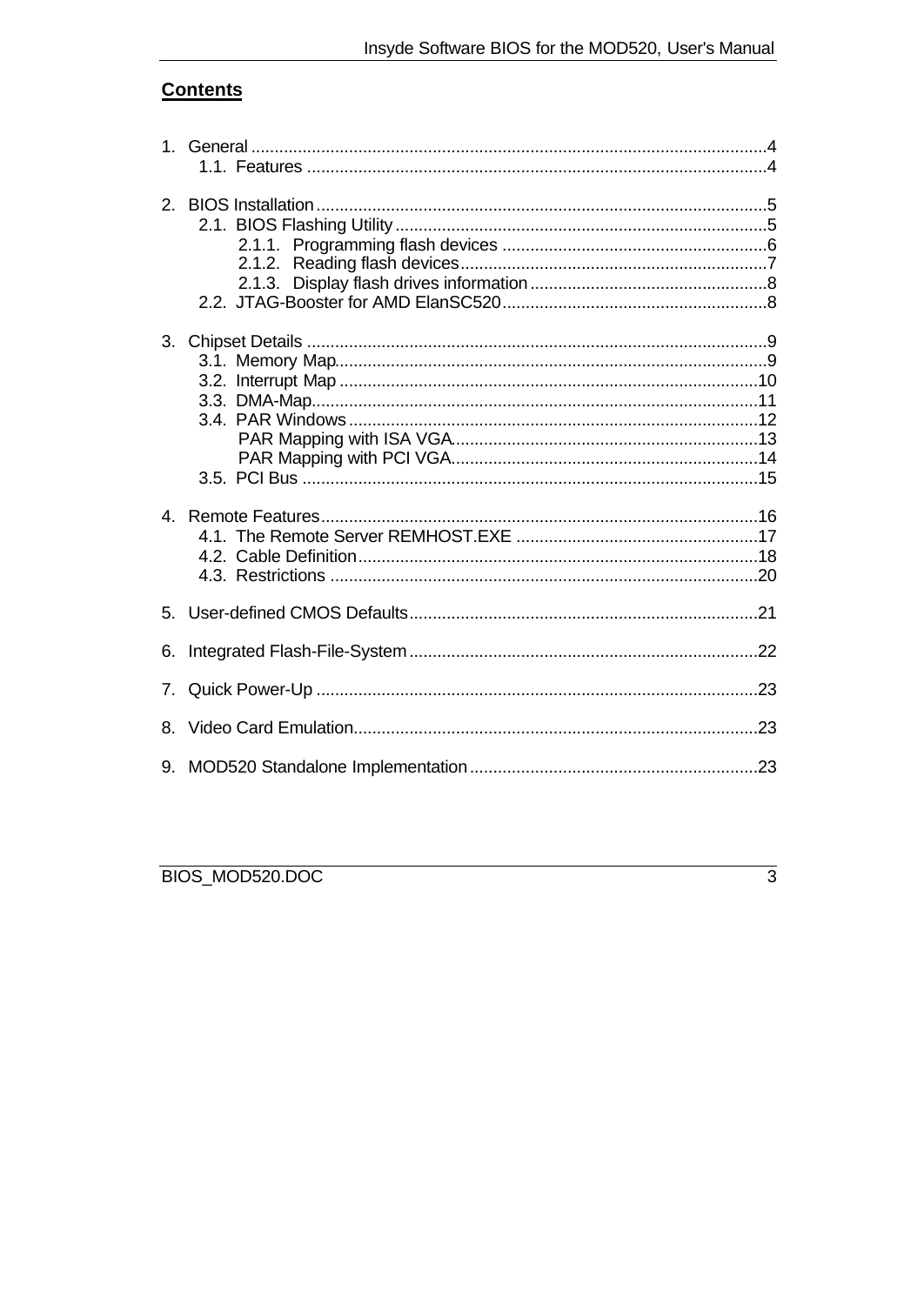## Contents

1. General ....................................................................................................4
   1.1. Features ...........................................................................................4

2. BIOS Installation .......................................................................................5
   2.1. BIOS Flashing Utility ........................................................................5
      2.1.1. Programming flash devices ......................................................6
      2.1.2. Reading flash devices ...............................................................7
      2.1.3. Display flash drives information ................................................8
   2.2. JTAG-Booster for AMD ElanSC520 ..................................................8

3. Chipset Details ...........................................................................................9
   3.1. Memory Map.....................................................................................9
   3.2. Interrupt Map ...................................................................................10
   3.3. DMA-Map.........................................................................................11
   3.4. PAR Windows ..................................................................................12
      PAR Mapping with ISA VGA.............................................................13
      PAR Mapping with PCI VGA.............................................................14
   3.5. PCI Bus ...........................................................................................15

4. Remote Features.......................................................................................16
   4.1. The Remote Server REMHOST.EXE ..............................................17
   4.2. Cable Definition ...............................................................................18
   4.3. Restrictions .....................................................................................20

5. User-defined CMOS Defaults....................................................................21

6. Integrated Flash-File-System ....................................................................22

7. Quick Power-Up ........................................................................................23

8. Video Card Emulation................................................................................23

9. MOD520 Standalone Implementation .......................................................23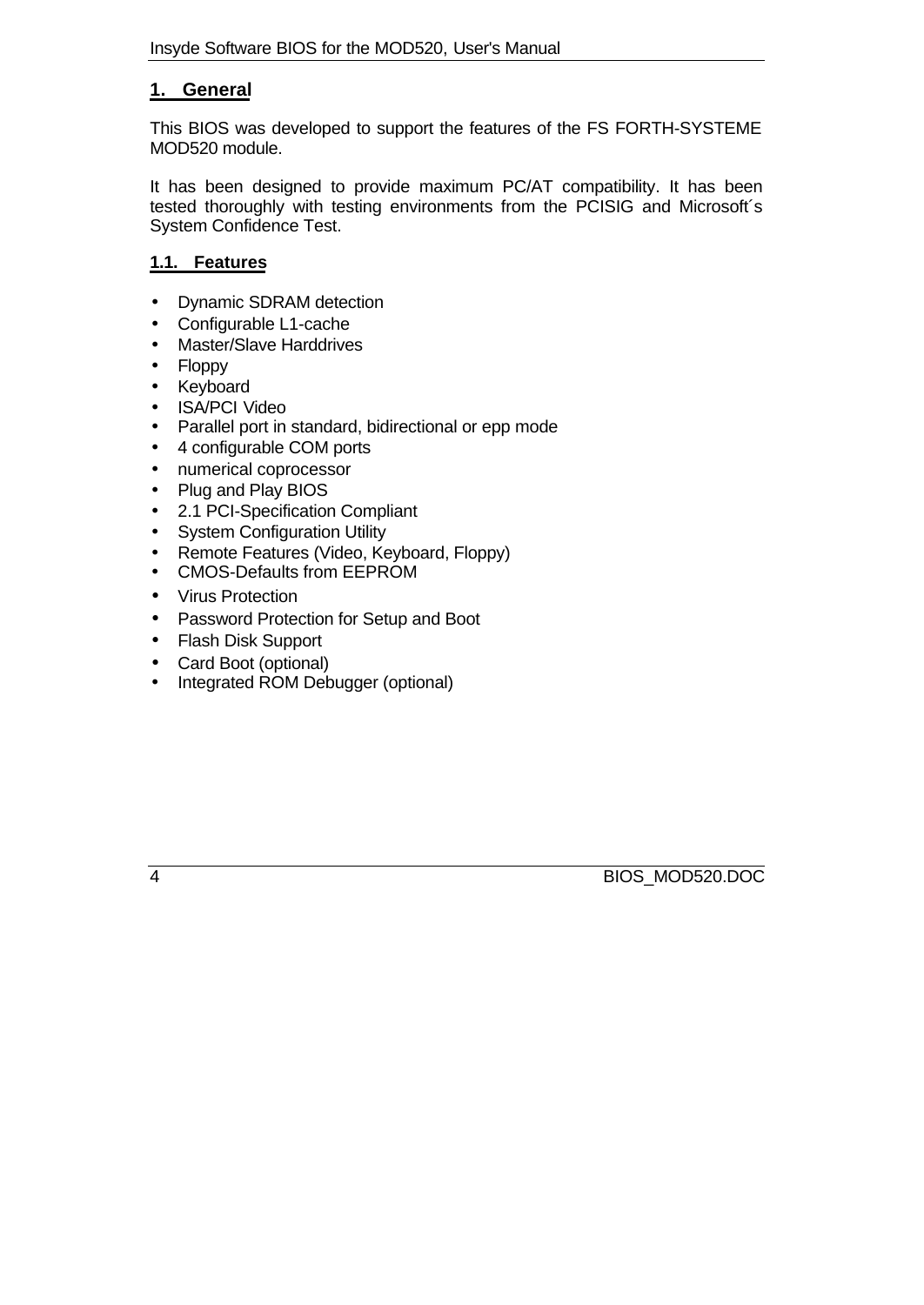# 1. General

This BIOS was developed to support the features of the FS FORTH-SYSTEME MOD520 module.

It has been designed to provide maximum PC/AT compatibility. It has been tested thoroughly with testing environments from the PCISIG and Microsoft´s System Confidence Test.

## 1.1. Features

- Dynamic SDRAM detection
- Configurable L1-cache
- Master/Slave Harddrives
- Floppy
- Keyboard
- ISA/PCI Video
- Parallel port in standard, bidirectional or epp mode
- 4 configurable COM ports
- numerical coprocessor
- Plug and Play BIOS
- 2.1 PCI-Specification Compliant
- System Configuration Utility
- Remote Features (Video, Keyboard, Floppy)
- CMOS-Defaults from EEPROM
- Virus Protection
- Password Protection for Setup and Boot
- Flash Disk Support
- Card Boot (optional)
- Integrated ROM Debugger (optional)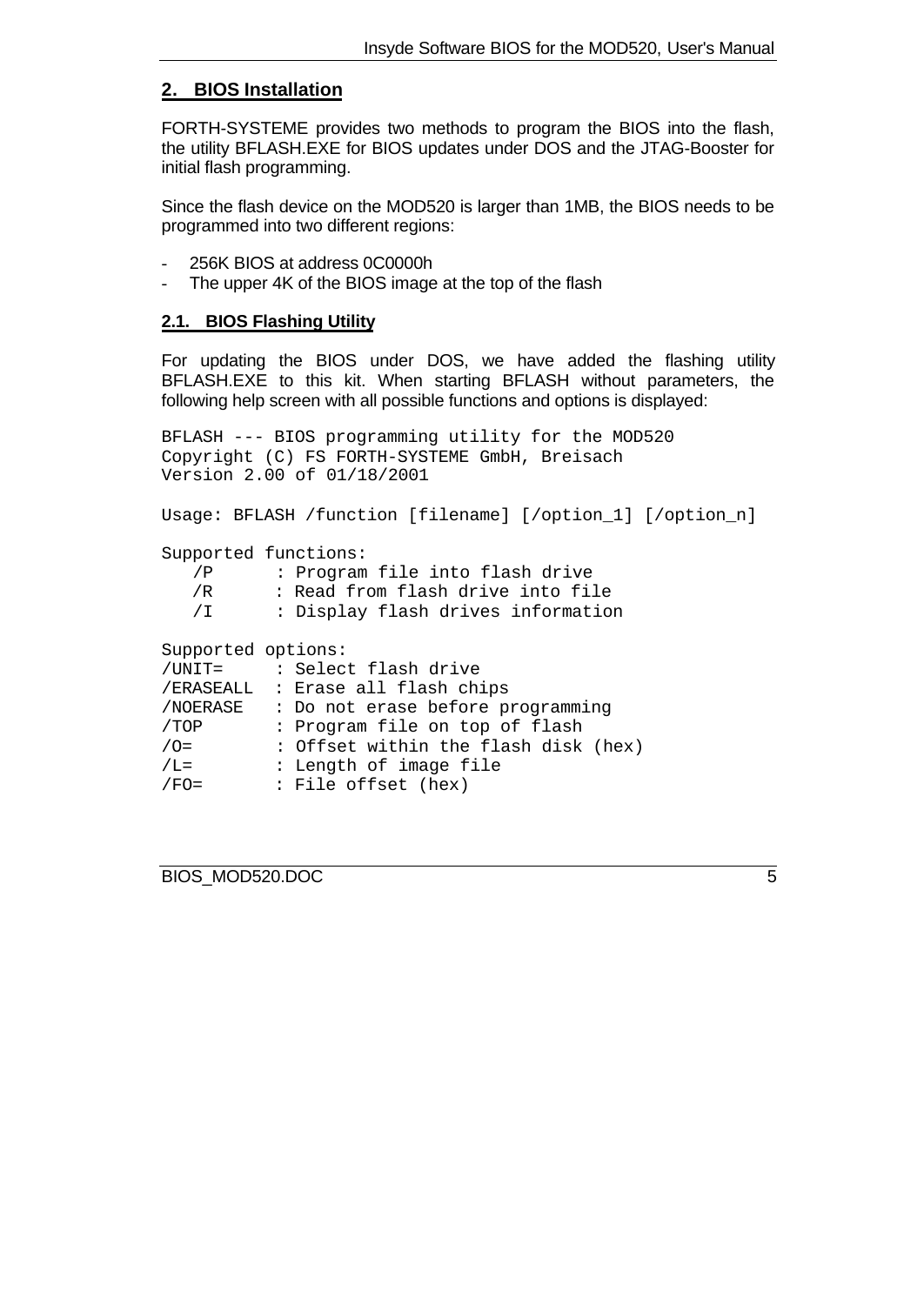## 2. BIOS Installation

FORTH-SYSTEME provides two methods to program the BIOS into the flash, the utility BFLASH.EXE for BIOS updates under DOS and the JTAG-Booster for initial flash programming.

Since the flash device on the MOD520 is larger than 1MB, the BIOS needs to be programmed into two different regions:

- 256K BIOS at address 0C0000h
- The upper 4K of the BIOS image at the top of the flash

### 2.1. BIOS Flashing Utility

For updating the BIOS under DOS, we have added the flashing utility BFLASH.EXE to this kit. When starting BFLASH without parameters, the following help screen with all possible functions and options is displayed:

```
BFLASH --- BIOS programming utility for the MOD520
Copyright (C) FS FORTH-SYSTEME GmbH, Breisach
Version 2.00 of 01/18/2001

Usage: BFLASH /function [filename] [/option_1] [/option_n]

Supported functions:
   /P      : Program file into flash drive
   /R      : Read from flash drive into file
   /I      : Display flash drives information

Supported options:
/UNIT=     : Select flash drive
/ERASEALL  : Erase all flash chips
/NOERASE   : Do not erase before programming
/TOP       : Program file on top of flash
/O=        : Offset within the flash disk (hex)
/L=        : Length of image file
/FO=       : File offset (hex)
```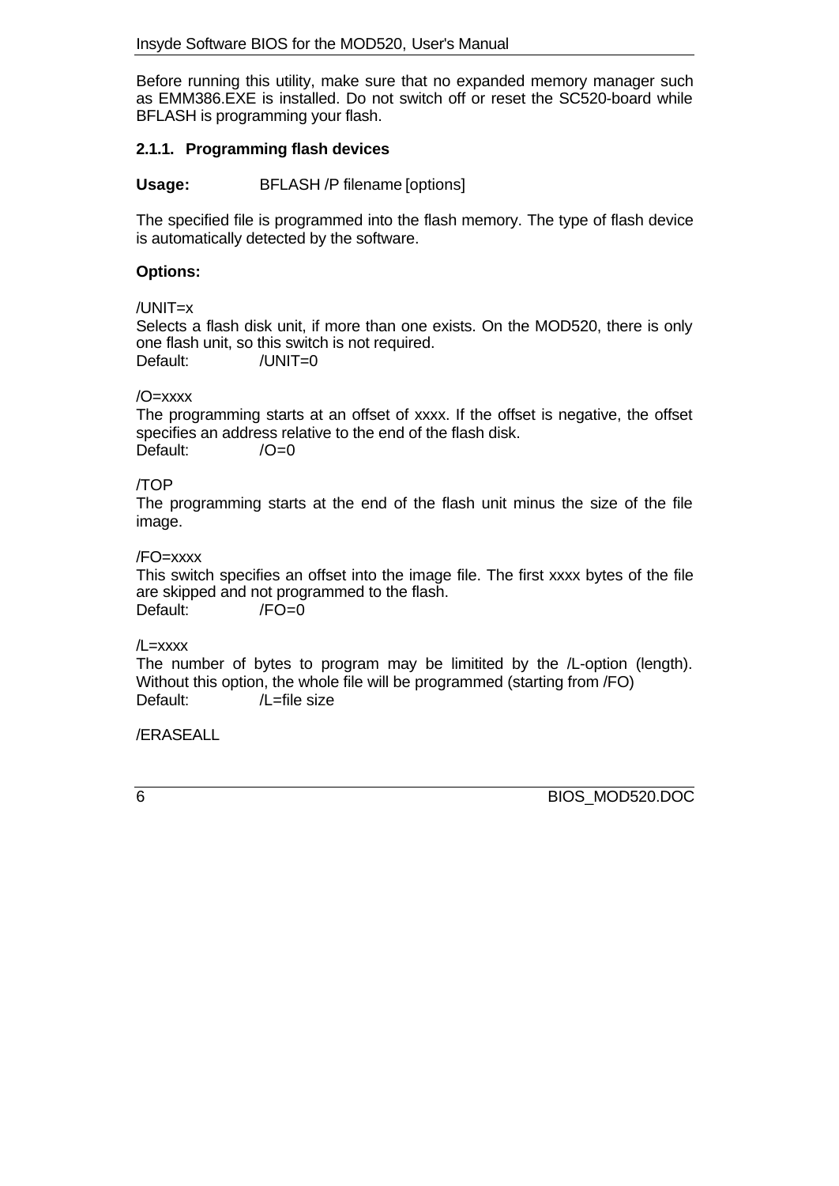Before running this utility, make sure that no expanded memory manager such as EMM386.EXE is installed. Do not switch off or reset the SC520-board while BFLASH is programming your flash.

### 2.1.1. Programming flash devices

**Usage:** BFLASH /P filename [options]

The specified file is programmed into the flash memory. The type of flash device is automatically detected by the software.

**Options:**

/UNIT=x
Selects a flash disk unit, if more than one exists. On the MOD520, there is only one flash unit, so this switch is not required.
Default: /UNIT=0

/O=xxxx
The programming starts at an offset of xxxx. If the offset is negative, the offset specifies an address relative to the end of the flash disk.
Default: /O=0

/TOP
The programming starts at the end of the flash unit minus the size of the file image.

/FO=xxxx
This switch specifies an offset into the image file. The first xxxx bytes of the file are skipped and not programmed to the flash.
Default: /FO=0

/L=xxxx
The number of bytes to program may be limitited by the /L-option (length). Without this option, the whole file will be programmed (starting from /FO)
Default: /L=file size

/ERASEALL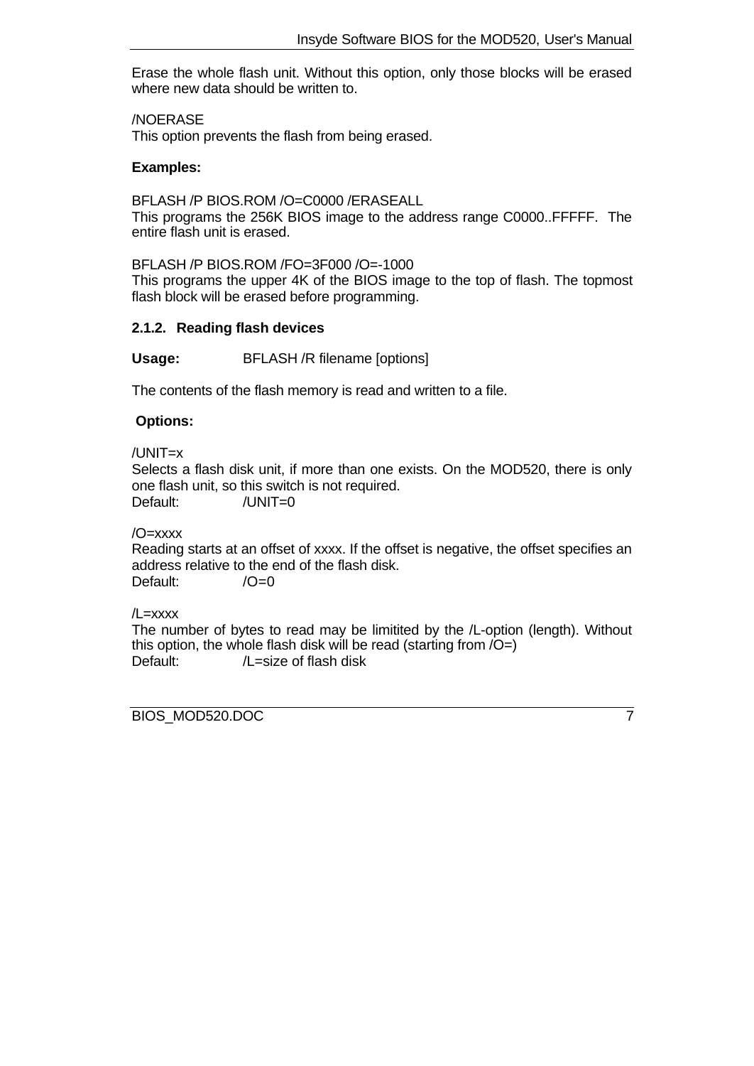Erase the whole flash unit. Without this option, only those blocks will be erased where new data should be written to.

/NOERASE
This option prevents the flash from being erased.

**Examples:**

BFLASH /P BIOS.ROM /O=C0000 /ERASEALL
This programs the 256K BIOS image to the address range C0000..FFFFF. The entire flash unit is erased.

BFLASH /P BIOS.ROM /FO=3F000 /O=-1000
This programs the upper 4K of the BIOS image to the top of flash. The topmost flash block will be erased before programming.

### 2.1.2. Reading flash devices

**Usage:** BFLASH /R filename [options]

The contents of the flash memory is read and written to a file.

**Options:**

/UNIT=x
Selects a flash disk unit, if more than one exists. On the MOD520, there is only one flash unit, so this switch is not required.
Default: /UNIT=0

/O=xxxx
Reading starts at an offset of xxxx. If the offset is negative, the offset specifies an address relative to the end of the flash disk.
Default: /O=0

/L=xxxx
The number of bytes to read may be limitited by the /L-option (length). Without this option, the whole flash disk will be read (starting from /O=)
Default: /L=size of flash disk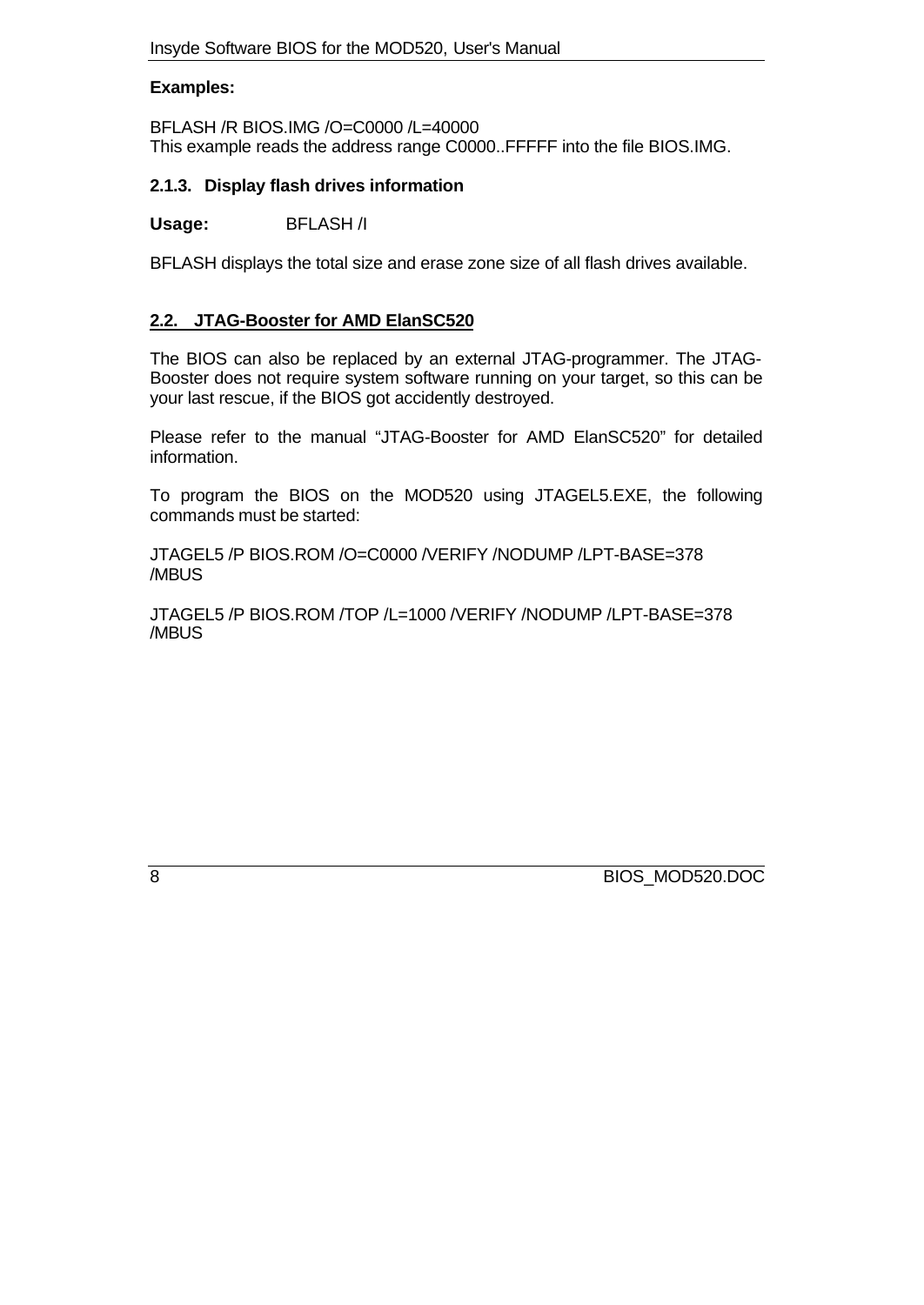**Examples:**

BFLASH /R BIOS.IMG /O=C0000 /L=40000
This example reads the address range C0000..FFFFF into the file BIOS.IMG.

### 2.1.3. Display flash drives information

**Usage:** BFLASH /I

BFLASH displays the total size and erase zone size of all flash drives available.

## 2.2. JTAG-Booster for AMD ElanSC520

The BIOS can also be replaced by an external JTAG-programmer. The JTAG-Booster does not require system software running on your target, so this can be your last rescue, if the BIOS got accidently destroyed.

Please refer to the manual "JTAG-Booster for AMD ElanSC520" for detailed information.

To program the BIOS on the MOD520 using JTAGEL5.EXE, the following commands must be started:

JTAGEL5 /P BIOS.ROM /O=C0000 /VERIFY /NODUMP /LPT-BASE=378 /MBUS

JTAGEL5 /P BIOS.ROM /TOP /L=1000 /VERIFY /NODUMP /LPT-BASE=378 /MBUS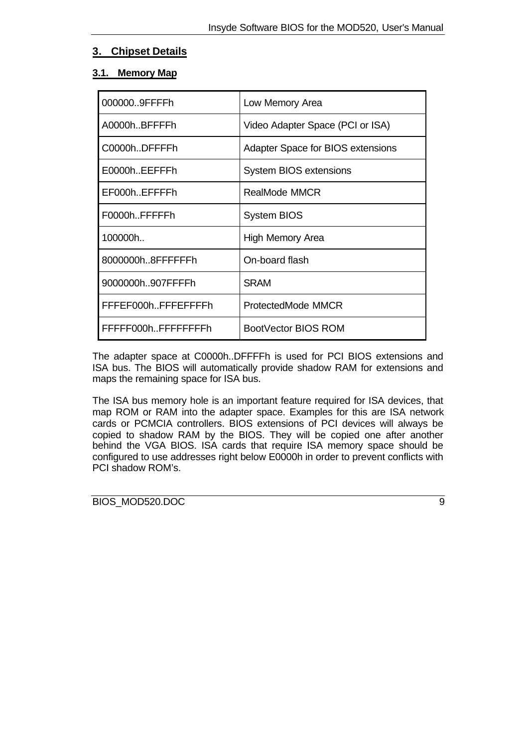# 3. Chipset Details

## 3.1. Memory Map

| | |
|---|---|
| 000000..9FFFFh | Low Memory Area |
| A0000h..BFFFFh | Video Adapter Space (PCI or ISA) |
| C0000h..DFFFFh | Adapter Space for BIOS extensions |
| E0000h..EEFFFh | System BIOS extensions |
| EF000h..EFFFFh | RealMode MMCR |
| F0000h..FFFFFh | System BIOS |
| 100000h.. | High Memory Area |
| 8000000h..8FFFFFFh | On-board flash |
| 9000000h..907FFFFh | SRAM |
| FFFEF000h..FFFEFFFFh | ProtectedMode MMCR |
| FFFFF000h..FFFFFFFFh | BootVector BIOS ROM |

The adapter space at C0000h..DFFFFh is used for PCI BIOS extensions and ISA bus. The BIOS will automatically provide shadow RAM for extensions and maps the remaining space for ISA bus.

The ISA bus memory hole is an important feature required for ISA devices, that map ROM or RAM into the adapter space. Examples for this are ISA network cards or PCMCIA controllers. BIOS extensions of PCI devices will always be copied to shadow RAM by the BIOS. They will be copied one after another behind the VGA BIOS. ISA cards that require ISA memory space should be configured to use addresses right below E0000h in order to prevent conflicts with PCI shadow ROM's.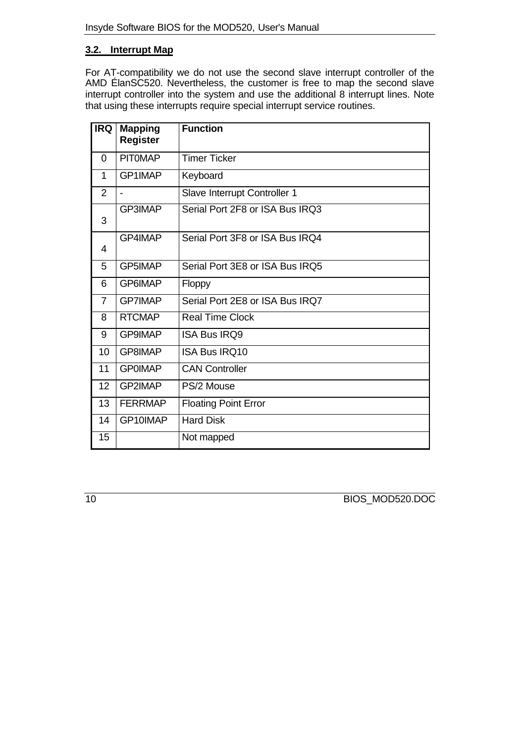## 3.2. Interrupt Map

For AT-compatibility we do not use the second slave interrupt controller of the AMD ÉlanSC520. Nevertheless, the customer is free to map the second slave interrupt controller into the system and use the additional 8 interrupt lines. Note that using these interrupts require special interrupt service routines.

| IRQ | Mapping Register | Function |
|---|---|---|
| 0 | PIT0MAP | Timer Ticker |
| 1 | GP1IMAP | Keyboard |
| 2 | - | Slave Interrupt Controller 1 |
| 3 | GP3IMAP | Serial Port 2F8 or ISA Bus IRQ3 |
| 4 | GP4IMAP | Serial Port 3F8 or ISA Bus IRQ4 |
| 5 | GP5IMAP | Serial Port 3E8 or ISA Bus IRQ5 |
| 6 | GP6IMAP | Floppy |
| 7 | GP7IMAP | Serial Port 2E8 or ISA Bus IRQ7 |
| 8 | RTCMAP | Real Time Clock |
| 9 | GP9IMAP | ISA Bus IRQ9 |
| 10 | GP8IMAP | ISA Bus IRQ10 |
| 11 | GP0IMAP | CAN Controller |
| 12 | GP2IMAP | PS/2 Mouse |
| 13 | FERRMAP | Floating Point Error |
| 14 | GP10IMAP | Hard Disk |
| 15 | | Not mapped |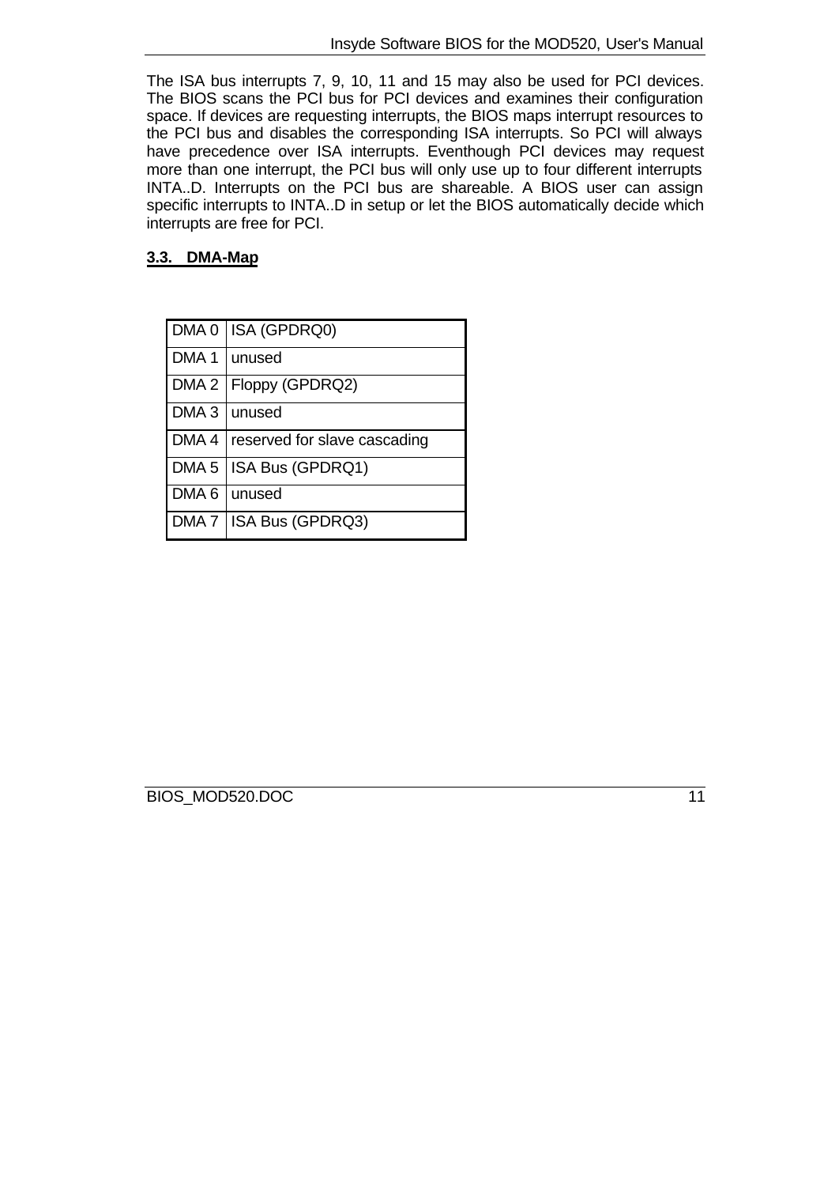The ISA bus interrupts 7, 9, 10, 11 and 15 may also be used for PCI devices. The BIOS scans the PCI bus for PCI devices and examines their configuration space. If devices are requesting interrupts, the BIOS maps interrupt resources to the PCI bus and disables the corresponding ISA interrupts. So PCI will always have precedence over ISA interrupts. Eventhough PCI devices may request more than one interrupt, the PCI bus will only use up to four different interrupts INTA..D. Interrupts on the PCI bus are shareable. A BIOS user can assign specific interrupts to INTA..D in setup or let the BIOS automatically decide which interrupts are free for PCI.

## 3.3. DMA-Map

| | |
|---|---|
| DMA 0 | ISA (GPDRQ0) |
| DMA 1 | unused |
| DMA 2 | Floppy (GPDRQ2) |
| DMA 3 | unused |
| DMA 4 | reserved for slave cascading |
| DMA 5 | ISA Bus (GPDRQ1) |
| DMA 6 | unused |
| DMA 7 | ISA Bus (GPDRQ3) |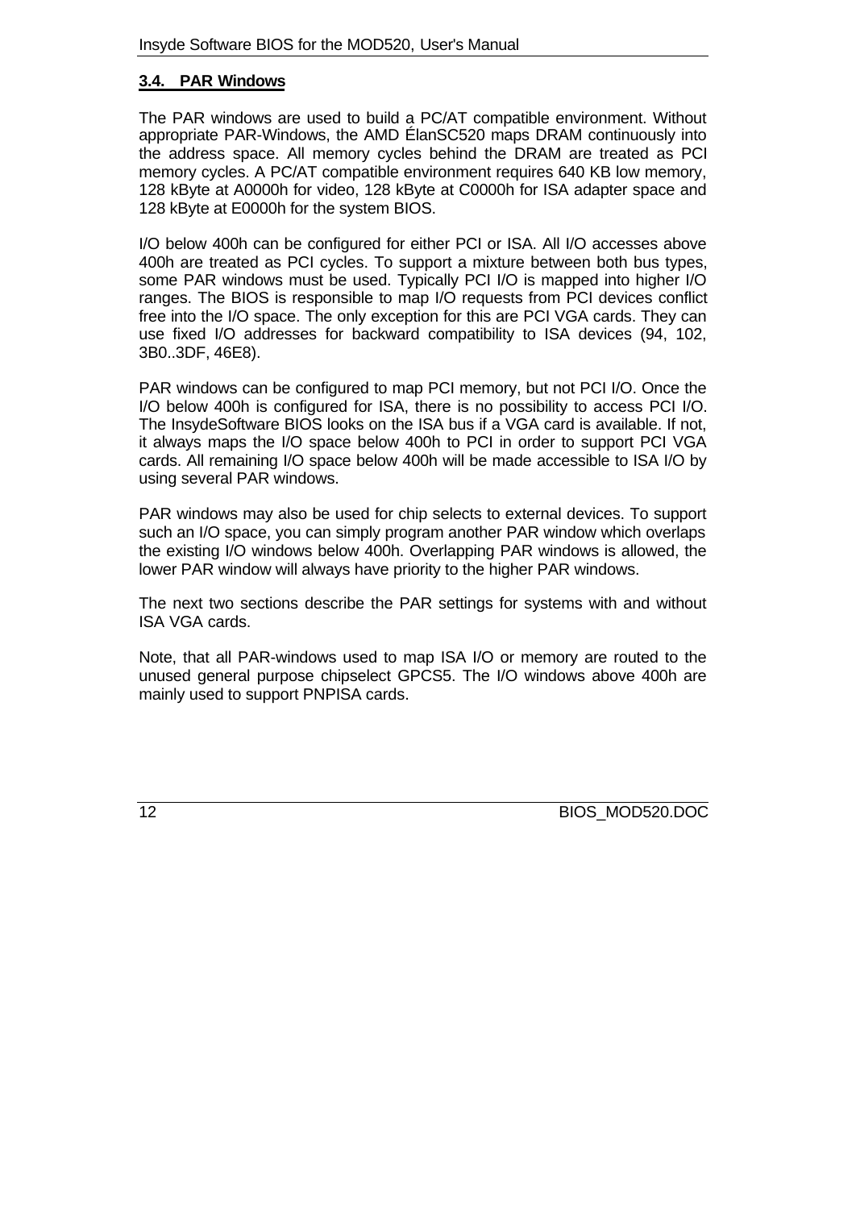### 3.4. PAR Windows

The PAR windows are used to build a PC/AT compatible environment. Without appropriate PAR-Windows, the AMD ÉlanSC520 maps DRAM continuously into the address space. All memory cycles behind the DRAM are treated as PCI memory cycles. A PC/AT compatible environment requires 640 KB low memory, 128 kByte at A0000h for video, 128 kByte at C0000h for ISA adapter space and 128 kByte at E0000h for the system BIOS.

I/O below 400h can be configured for either PCI or ISA. All I/O accesses above 400h are treated as PCI cycles. To support a mixture between both bus types, some PAR windows must be used. Typically PCI I/O is mapped into higher I/O ranges. The BIOS is responsible to map I/O requests from PCI devices conflict free into the I/O space. The only exception for this are PCI VGA cards. They can use fixed I/O addresses for backward compatibility to ISA devices (94, 102, 3B0..3DF, 46E8).

PAR windows can be configured to map PCI memory, but not PCI I/O. Once the I/O below 400h is configured for ISA, there is no possibility to access PCI I/O. The InsydeSoftware BIOS looks on the ISA bus if a VGA card is available. If not, it always maps the I/O space below 400h to PCI in order to support PCI VGA cards. All remaining I/O space below 400h will be made accessible to ISA I/O by using several PAR windows.

PAR windows may also be used for chip selects to external devices. To support such an I/O space, you can simply program another PAR window which overlaps the existing I/O windows below 400h. Overlapping PAR windows is allowed, the lower PAR window will always have priority to the higher PAR windows.

The next two sections describe the PAR settings for systems with and without ISA VGA cards.

Note, that all PAR-windows used to map ISA I/O or memory are routed to the unused general purpose chipselect GPCS5. The I/O windows above 400h are mainly used to support PNPISA cards.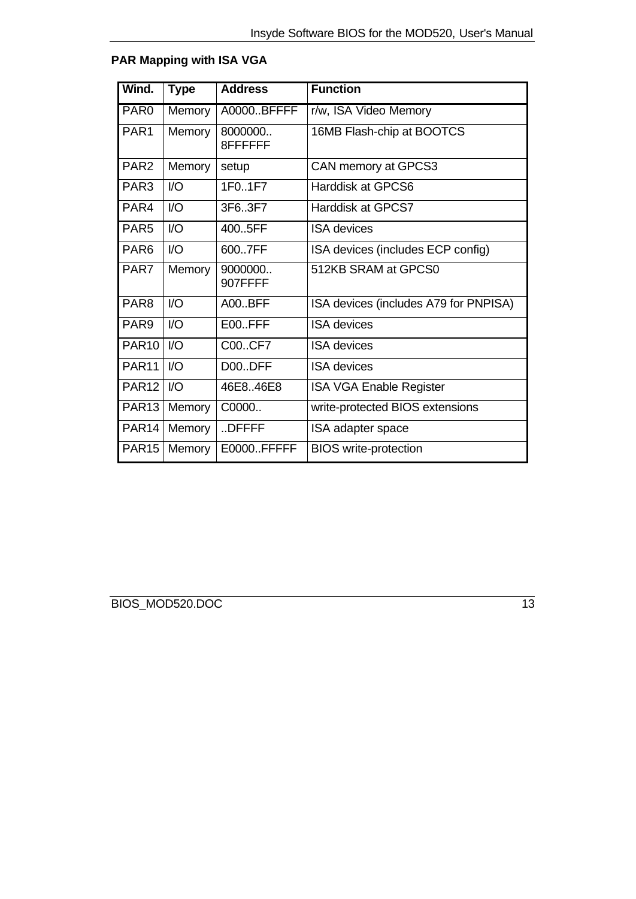**PAR Mapping with ISA VGA**

| Wind. | Type | Address | Function |
|---|---|---|---|
| PAR0 | Memory | A0000..BFFFF | r/w, ISA Video Memory |
| PAR1 | Memory | 8000000.. 8FFFFFF | 16MB Flash-chip at BOOTCS |
| PAR2 | Memory | setup | CAN memory at GPCS3 |
| PAR3 | I/O | 1F0..1F7 | Harddisk at GPCS6 |
| PAR4 | I/O | 3F6..3F7 | Harddisk at GPCS7 |
| PAR5 | I/O | 400..5FF | ISA devices |
| PAR6 | I/O | 600..7FF | ISA devices (includes ECP config) |
| PAR7 | Memory | 9000000.. 907FFFF | 512KB SRAM at GPCS0 |
| PAR8 | I/O | A00..BFF | ISA devices (includes A79 for PNPISA) |
| PAR9 | I/O | E00..FFF | ISA devices |
| PAR10 | I/O | C00..CF7 | ISA devices |
| PAR11 | I/O | D00..DFF | ISA devices |
| PAR12 | I/O | 46E8..46E8 | ISA VGA Enable Register |
| PAR13 | Memory | C0000.. | write-protected BIOS extensions |
| PAR14 | Memory | ..DFFFF | ISA adapter space |
| PAR15 | Memory | E0000..FFFFF | BIOS write-protection |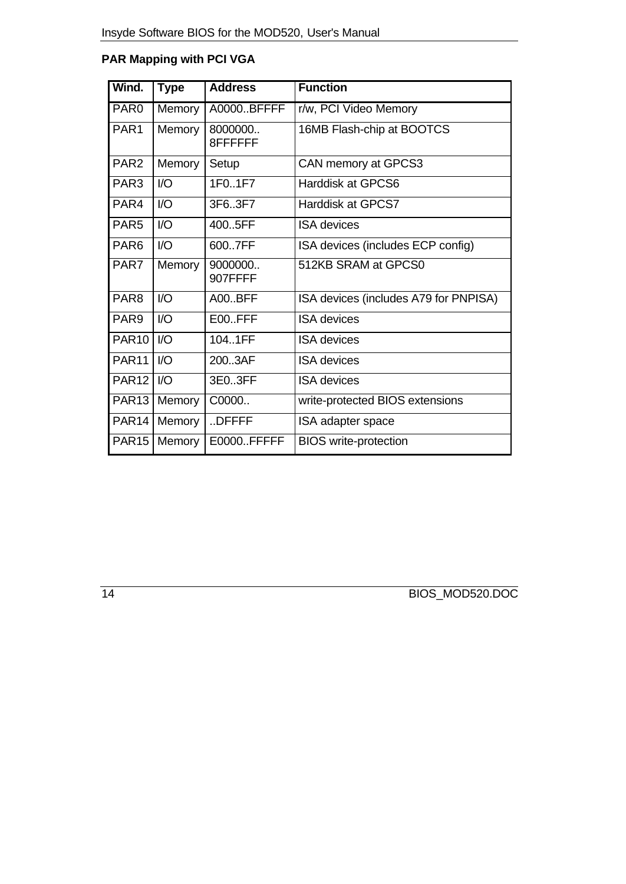**PAR Mapping with PCI VGA**

| Wind. | Type | Address | Function |
|---|---|---|---|
| PAR0 | Memory | A0000..BFFFF | r/w, PCI Video Memory |
| PAR1 | Memory | 8000000.. 8FFFFFF | 16MB Flash-chip at BOOTCS |
| PAR2 | Memory | Setup | CAN memory at GPCS3 |
| PAR3 | I/O | 1F0..1F7 | Harddisk at GPCS6 |
| PAR4 | I/O | 3F6..3F7 | Harddisk at GPCS7 |
| PAR5 | I/O | 400..5FF | ISA devices |
| PAR6 | I/O | 600..7FF | ISA devices (includes ECP config) |
| PAR7 | Memory | 9000000.. 907FFFF | 512KB SRAM at GPCS0 |
| PAR8 | I/O | A00..BFF | ISA devices (includes A79 for PNPISA) |
| PAR9 | I/O | E00..FFF | ISA devices |
| PAR10 | I/O | 104..1FF | ISA devices |
| PAR11 | I/O | 200..3AF | ISA devices |
| PAR12 | I/O | 3E0..3FF | ISA devices |
| PAR13 | Memory | C0000.. | write-protected BIOS extensions |
| PAR14 | Memory | ..DFFFF | ISA adapter space |
| PAR15 | Memory | E0000..FFFFF | BIOS write-protection |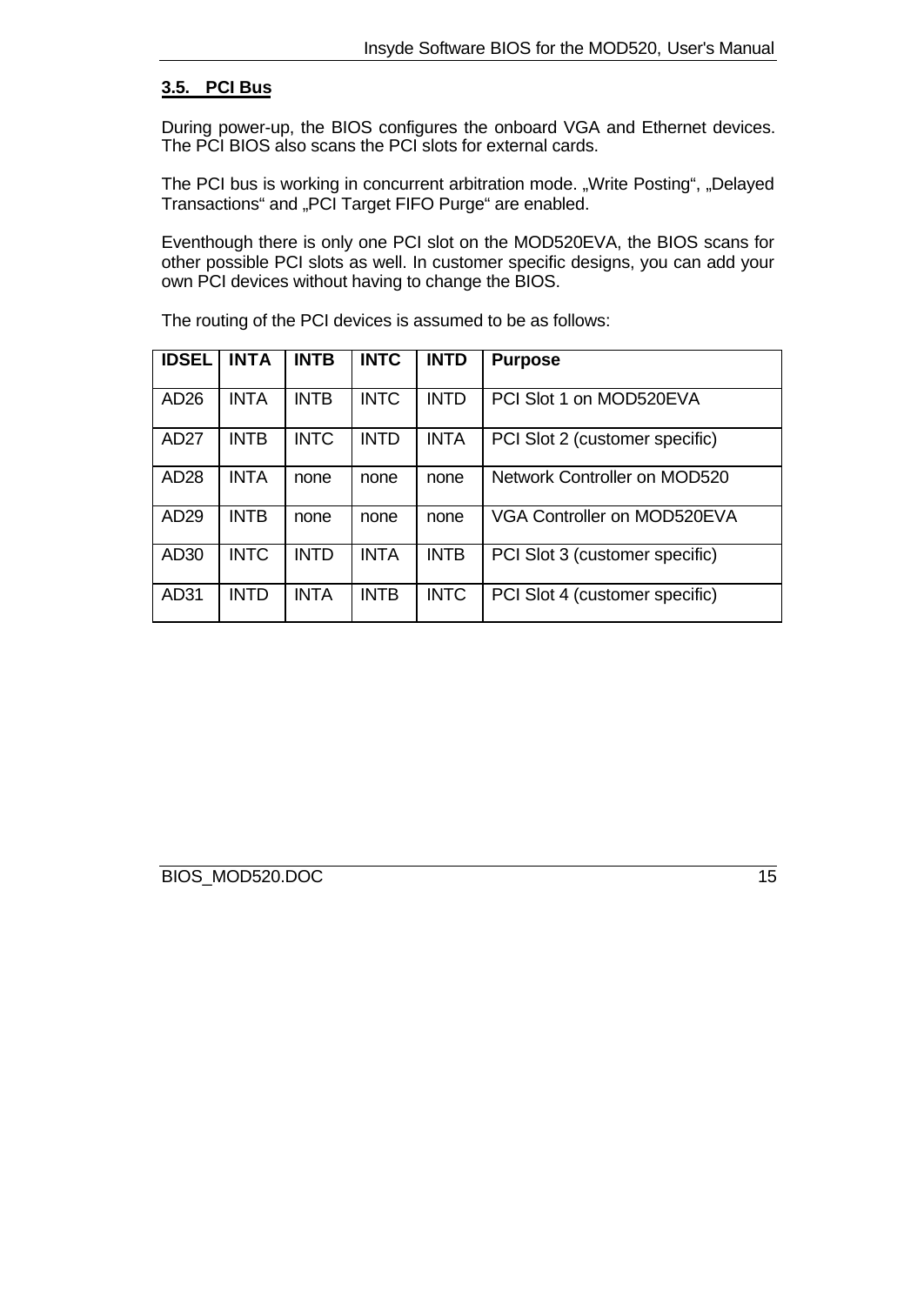## 3.5. PCI Bus

During power-up, the BIOS configures the onboard VGA and Ethernet devices. The PCI BIOS also scans the PCI slots for external cards.

The PCI bus is working in concurrent arbitration mode. „Write Posting“, „Delayed Transactions“ and „PCI Target FIFO Purge“ are enabled.

Eventhough there is only one PCI slot on the MOD520EVA, the BIOS scans for other possible PCI slots as well. In customer specific designs, you can add your own PCI devices without having to change the BIOS.

The routing of the PCI devices is assumed to be as follows:

| IDSEL | INTA | INTB | INTC | INTD | Purpose |
|---|---|---|---|---|---|
| AD26 | INTA | INTB | INTC | INTD | PCI Slot 1 on MOD520EVA |
| AD27 | INTB | INTC | INTD | INTA | PCI Slot 2 (customer specific) |
| AD28 | INTA | none | none | none | Network Controller on MOD520 |
| AD29 | INTB | none | none | none | VGA Controller on MOD520EVA |
| AD30 | INTC | INTD | INTA | INTB | PCI Slot 3 (customer specific) |
| AD31 | INTD | INTA | INTB | INTC | PCI Slot 4 (customer specific) |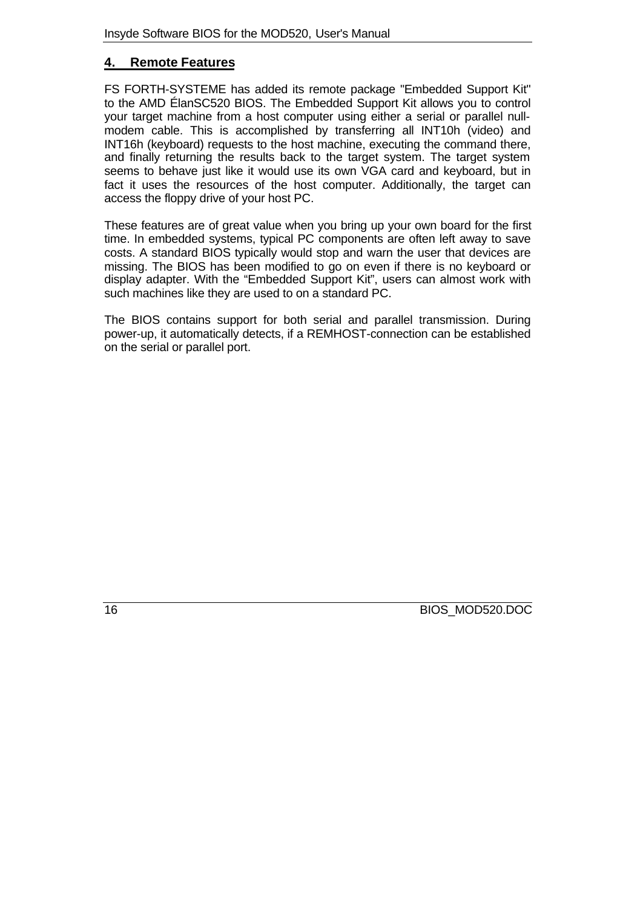## 4. Remote Features

FS FORTH-SYSTEME has added its remote package "Embedded Support Kit" to the AMD ÉlanSC520 BIOS. The Embedded Support Kit allows you to control your target machine from a host computer using either a serial or parallel null-modem cable. This is accomplished by transferring all INT10h (video) and INT16h (keyboard) requests to the host machine, executing the command there, and finally returning the results back to the target system. The target system seems to behave just like it would use its own VGA card and keyboard, but in fact it uses the resources of the host computer. Additionally, the target can access the floppy drive of your host PC.

These features are of great value when you bring up your own board for the first time. In embedded systems, typical PC components are often left away to save costs. A standard BIOS typically would stop and warn the user that devices are missing. The BIOS has been modified to go on even if there is no keyboard or display adapter. With the “Embedded Support Kit”, users can almost work with such machines like they are used to on a standard PC.

The BIOS contains support for both serial and parallel transmission. During power-up, it automatically detects, if a REMHOST-connection can be established on the serial or parallel port.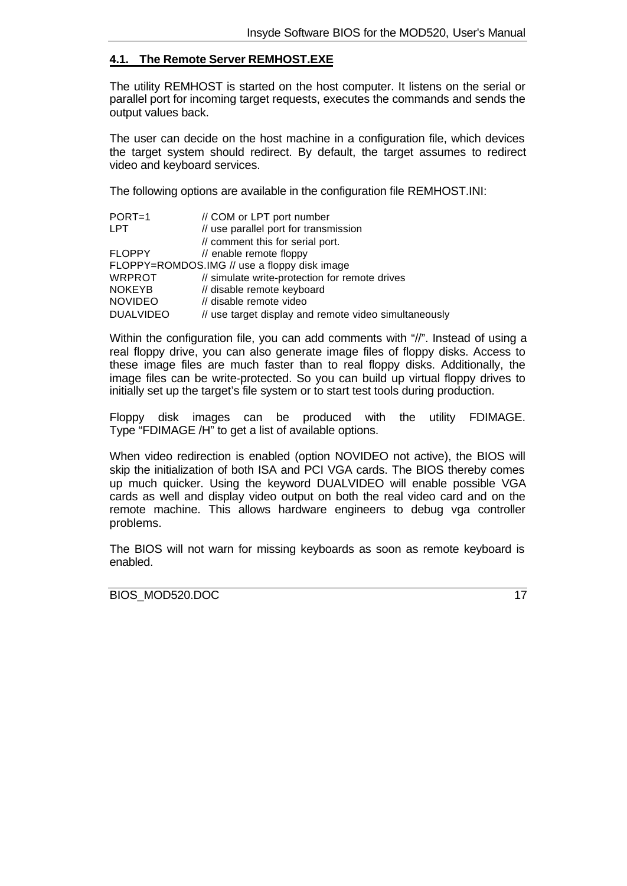## 4.1. The Remote Server REMHOST.EXE

The utility REMHOST is started on the host computer. It listens on the serial or parallel port for incoming target requests, executes the commands and sends the output values back.

The user can decide on the host machine in a configuration file, which devices the target system should redirect. By default, the target assumes to redirect video and keyboard services.

The following options are available in the configuration file REMHOST.INI:

```
PORT=1          // COM or LPT port number
LPT             // use parallel port for transmission
                // comment this for serial port.
FLOPPY          // enable remote floppy
FLOPPY=ROMDOS.IMG // use a floppy disk image
WRPROT          // simulate write-protection for remote drives
NOKEYB          // disable remote keyboard
NOVIDEO         // disable remote video
DUALVIDEO       // use target display and remote video simultaneously
```

Within the configuration file, you can add comments with "//". Instead of using a real floppy drive, you can also generate image files of floppy disks. Access to these image files are much faster than to real floppy disks. Additionally, the image files can be write-protected. So you can build up virtual floppy drives to initially set up the target's file system or to start test tools during production.

Floppy disk images can be produced with the utility FDIMAGE. Type "FDIMAGE /H" to get a list of available options.

When video redirection is enabled (option NOVIDEO not active), the BIOS will skip the initialization of both ISA and PCI VGA cards. The BIOS thereby comes up much quicker. Using the keyword DUALVIDEO will enable possible VGA cards as well and display video output on both the real video card and on the remote machine. This allows hardware engineers to debug vga controller problems.

The BIOS will not warn for missing keyboards as soon as remote keyboard is enabled.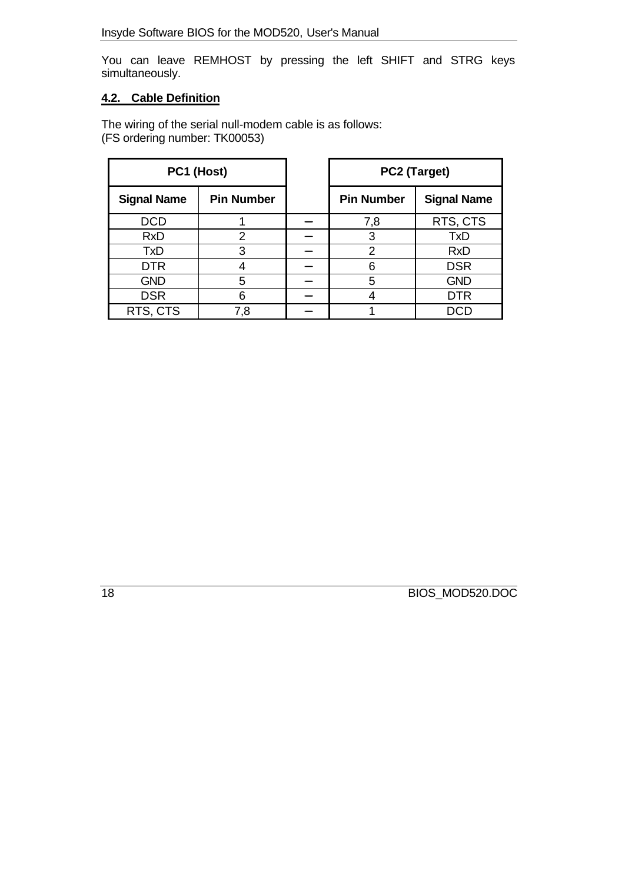You can leave REMHOST by pressing the left SHIFT and STRG keys simultaneously.

## 4.2. Cable Definition

The wiring of the serial null-modem cable is as follows:
(FS ordering number: TK00053)

| PC1 (Host) | | | PC2 (Target) | |
|---|---|---|---|---|
| **Signal Name** | **Pin Number** | | **Pin Number** | **Signal Name** |
| DCD | 1 | – | 7,8 | RTS, CTS |
| RxD | 2 | – | 3 | TxD |
| TxD | 3 | – | 2 | RxD |
| DTR | 4 | – | 6 | DSR |
| GND | 5 | – | 5 | GND |
| DSR | 6 | – | 4 | DTR |
| RTS, CTS | 7,8 | – | 1 | DCD |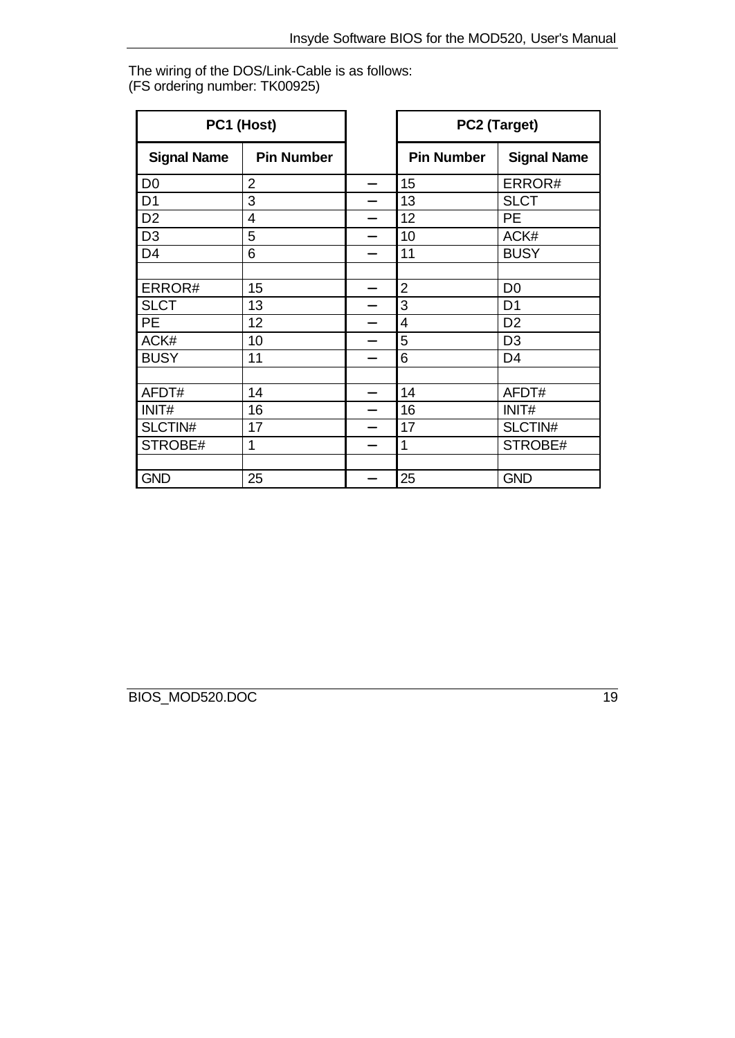The wiring of the DOS/Link-Cable is as follows:
(FS ordering number: TK00925)

| PC1 (Host) | | | PC2 (Target) | |
|---|---|---|---|---|
| **Signal Name** | **Pin Number** | | **Pin Number** | **Signal Name** |
| D0 | 2 | – | 15 | ERROR# |
| D1 | 3 | – | 13 | SLCT |
| D2 | 4 | – | 12 | PE |
| D3 | 5 | – | 10 | ACK# |
| D4 | 6 | – | 11 | BUSY |
| | | | | |
| ERROR# | 15 | – | 2 | D0 |
| SLCT | 13 | – | 3 | D1 |
| PE | 12 | – | 4 | D2 |
| ACK# | 10 | – | 5 | D3 |
| BUSY | 11 | – | 6 | D4 |
| | | | | |
| AFDT# | 14 | – | 14 | AFDT# |
| INIT# | 16 | – | 16 | INIT# |
| SLCTIN# | 17 | – | 17 | SLCTIN# |
| STROBE# | 1 | – | 1 | STROBE# |
| | | | | |
| GND | 25 | – | 25 | GND |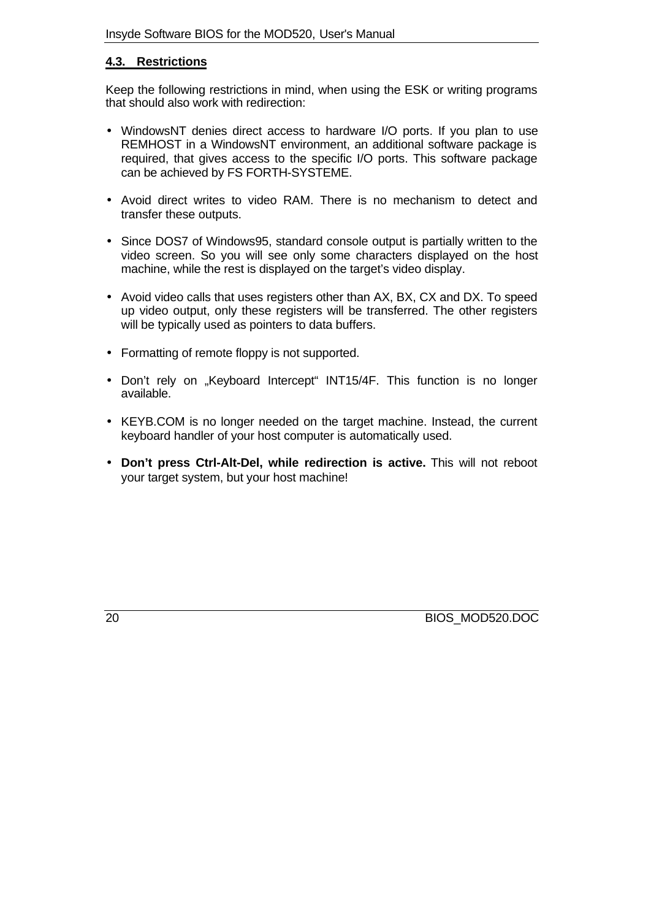## 4.3. Restrictions

Keep the following restrictions in mind, when using the ESK or writing programs that should also work with redirection:

- WindowsNT denies direct access to hardware I/O ports. If you plan to use REMHOST in a WindowsNT environment, an additional software package is required, that gives access to the specific I/O ports. This software package can be achieved by FS FORTH-SYSTEME.
- Avoid direct writes to video RAM. There is no mechanism to detect and transfer these outputs.
- Since DOS7 of Windows95, standard console output is partially written to the video screen. So you will see only some characters displayed on the host machine, while the rest is displayed on the target's video display.
- Avoid video calls that uses registers other than AX, BX, CX and DX. To speed up video output, only these registers will be transferred. The other registers will be typically used as pointers to data buffers.
- Formatting of remote floppy is not supported.
- Don't rely on „Keyboard Intercept“ INT15/4F. This function is no longer available.
- KEYB.COM is no longer needed on the target machine. Instead, the current keyboard handler of your host computer is automatically used.
- **Don't press Ctrl-Alt-Del, while redirection is active.** This will not reboot your target system, but your host machine!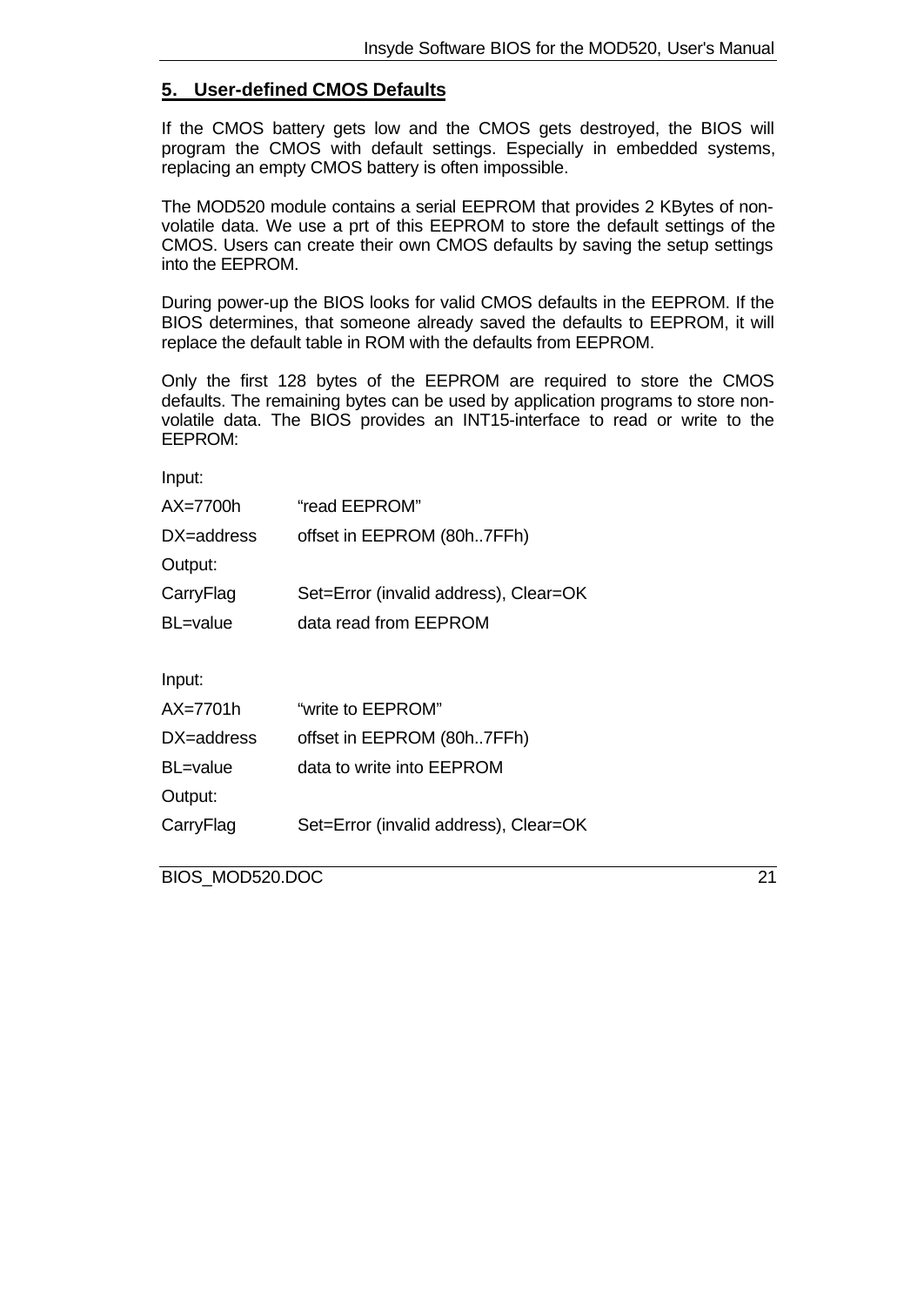## 5. User-defined CMOS Defaults

If the CMOS battery gets low and the CMOS gets destroyed, the BIOS will program the CMOS with default settings. Especially in embedded systems, replacing an empty CMOS battery is often impossible.

The MOD520 module contains a serial EEPROM that provides 2 KBytes of non-volatile data. We use a prt of this EEPROM to store the default settings of the CMOS. Users can create their own CMOS defaults by saving the setup settings into the EEPROM.

During power-up the BIOS looks for valid CMOS defaults in the EEPROM. If the BIOS determines, that someone already saved the defaults to EEPROM, it will replace the default table in ROM with the defaults from EEPROM.

Only the first 128 bytes of the EEPROM are required to store the CMOS defaults. The remaining bytes can be used by application programs to store non-volatile data. The BIOS provides an INT15-interface to read or write to the EEPROM:

Input:

| | |
|---|---|
| AX=7700h | "read EEPROM" |
| DX=address | offset in EEPROM (80h..7FFh) |

Output:

| | |
|---|---|
| CarryFlag | Set=Error (invalid address), Clear=OK |
| BL=value | data read from EEPROM |

Input:

| | |
|---|---|
| AX=7701h | "write to EEPROM" |
| DX=address | offset in EEPROM (80h..7FFh) |
| BL=value | data to write into EEPROM |

Output:

| | |
|---|---|
| CarryFlag | Set=Error (invalid address), Clear=OK |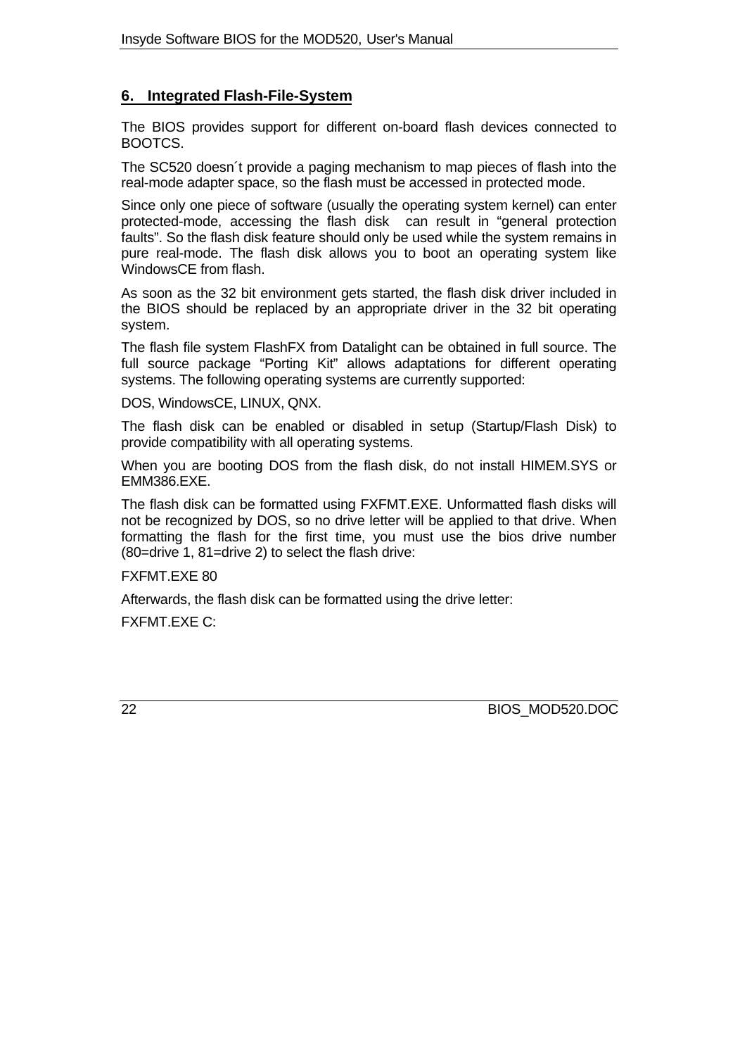## 6. Integrated Flash-File-System

The BIOS provides support for different on-board flash devices connected to BOOTCS.

The SC520 doesn´t provide a paging mechanism to map pieces of flash into the real-mode adapter space, so the flash must be accessed in protected mode.

Since only one piece of software (usually the operating system kernel) can enter protected-mode, accessing the flash disk can result in "general protection faults". So the flash disk feature should only be used while the system remains in pure real-mode. The flash disk allows you to boot an operating system like WindowsCE from flash.

As soon as the 32 bit environment gets started, the flash disk driver included in the BIOS should be replaced by an appropriate driver in the 32 bit operating system.

The flash file system FlashFX from Datalight can be obtained in full source. The full source package "Porting Kit" allows adaptations for different operating systems. The following operating systems are currently supported:

DOS, WindowsCE, LINUX, QNX.

The flash disk can be enabled or disabled in setup (Startup/Flash Disk) to provide compatibility with all operating systems.

When you are booting DOS from the flash disk, do not install HIMEM.SYS or EMM386.EXE.

The flash disk can be formatted using FXFMT.EXE. Unformatted flash disks will not be recognized by DOS, so no drive letter will be applied to that drive. When formatting the flash for the first time, you must use the bios drive number (80=drive 1, 81=drive 2) to select the flash drive:

FXFMT.EXE 80

Afterwards, the flash disk can be formatted using the drive letter:

FXFMT.EXE C: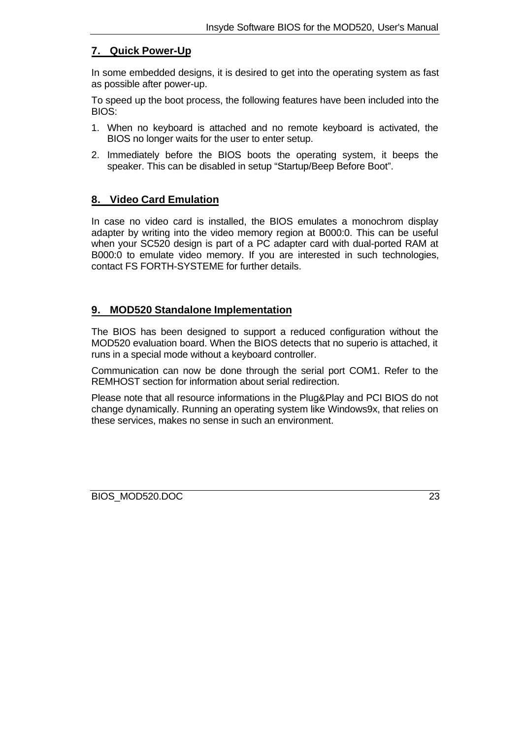## 7. Quick Power-Up

In some embedded designs, it is desired to get into the operating system as fast as possible after power-up.

To speed up the boot process, the following features have been included into the BIOS:

1. When no keyboard is attached and no remote keyboard is activated, the BIOS no longer waits for the user to enter setup.
2. Immediately before the BIOS boots the operating system, it beeps the speaker. This can be disabled in setup “Startup/Beep Before Boot”.

## 8. Video Card Emulation

In case no video card is installed, the BIOS emulates a monochrom display adapter by writing into the video memory region at B000:0. This can be useful when your SC520 design is part of a PC adapter card with dual-ported RAM at B000:0 to emulate video memory. If you are interested in such technologies, contact FS FORTH-SYSTEME for further details.

## 9. MOD520 Standalone Implementation

The BIOS has been designed to support a reduced configuration without the MOD520 evaluation board. When the BIOS detects that no superio is attached, it runs in a special mode without a keyboard controller.

Communication can now be done through the serial port COM1. Refer to the REMHOST section for information about serial redirection.

Please note that all resource informations in the Plug&Play and PCI BIOS do not change dynamically. Running an operating system like Windows9x, that relies on these services, makes no sense in such an environment.